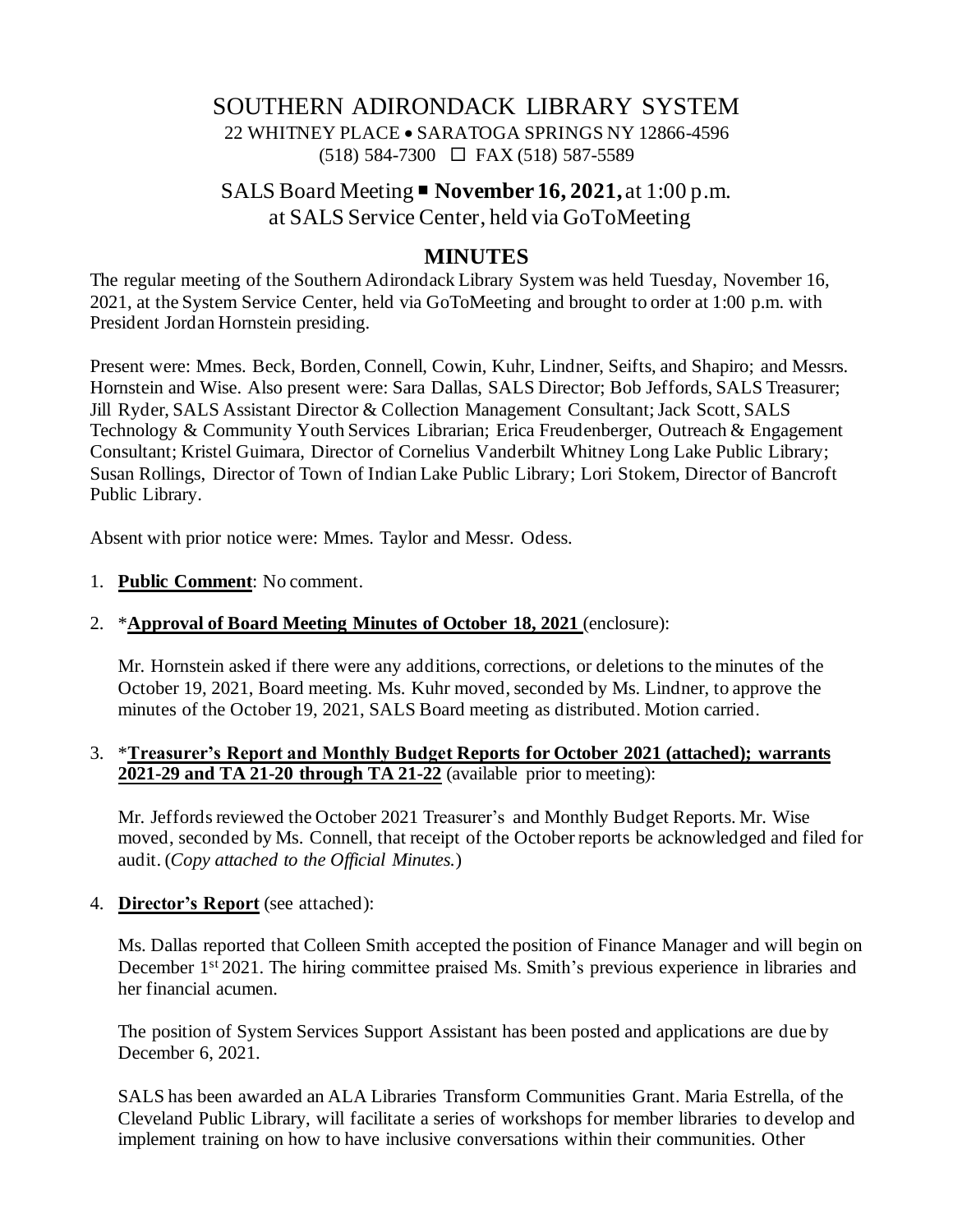# SOUTHERN ADIRONDACK LIBRARY SYSTEM

22 WHITNEY PLACE • SARATOGA SPRINGS NY 12866-4596
(518) 584-7300 ☐ FAX (518) 587-5589

## SALS Board Meeting ▪ **November 16, 2021,** at 1:00 p.m. at SALS Service Center, held via GoToMeeting

## MINUTES

The regular meeting of the Southern Adirondack Library System was held Tuesday, November 16, 2021, at the System Service Center, held via GoToMeeting and brought to order at 1:00 p.m. with President Jordan Hornstein presiding.

Present were: Mmes. Beck, Borden, Connell, Cowin, Kuhr, Lindner, Seifts, and Shapiro; and Messrs. Hornstein and Wise. Also present were: Sara Dallas, SALS Director; Bob Jeffords, SALS Treasurer; Jill Ryder, SALS Assistant Director & Collection Management Consultant; Jack Scott, SALS Technology & Community Youth Services Librarian; Erica Freudenberger, Outreach & Engagement Consultant; Kristel Guimara, Director of Cornelius Vanderbilt Whitney Long Lake Public Library; Susan Rollings, Director of Town of Indian Lake Public Library; Lori Stokem, Director of Bancroft Public Library.

Absent with prior notice were: Mmes. Taylor and Messr. Odess.

1. **Public Comment**: No comment.

2. ***Approval of Board Meeting Minutes of October 18, 2021** (enclosure):

   Mr. Hornstein asked if there were any additions, corrections, or deletions to the minutes of the October 19, 2021, Board meeting. Ms. Kuhr moved, seconded by Ms. Lindner, to approve the minutes of the October 19, 2021, SALS Board meeting as distributed. Motion carried.

3. ***Treasurer's Report and Monthly Budget Reports for October 2021 (attached); warrants 2021-29 and TA 21-20 through TA 21-22** (available prior to meeting):

   Mr. Jeffords reviewed the October 2021 Treasurer's and Monthly Budget Reports. Mr. Wise moved, seconded by Ms. Connell, that receipt of the October reports be acknowledged and filed for audit. (*Copy attached to the Official Minutes.*)

4. **Director's Report** (see attached):

   Ms. Dallas reported that Colleen Smith accepted the position of Finance Manager and will begin on December 1st 2021. The hiring committee praised Ms. Smith's previous experience in libraries and her financial acumen.

   The position of System Services Support Assistant has been posted and applications are due by December 6, 2021.

   SALS has been awarded an ALA Libraries Transform Communities Grant. Maria Estrella, of the Cleveland Public Library, will facilitate a series of workshops for member libraries to develop and implement training on how to have inclusive conversations within their communities. Other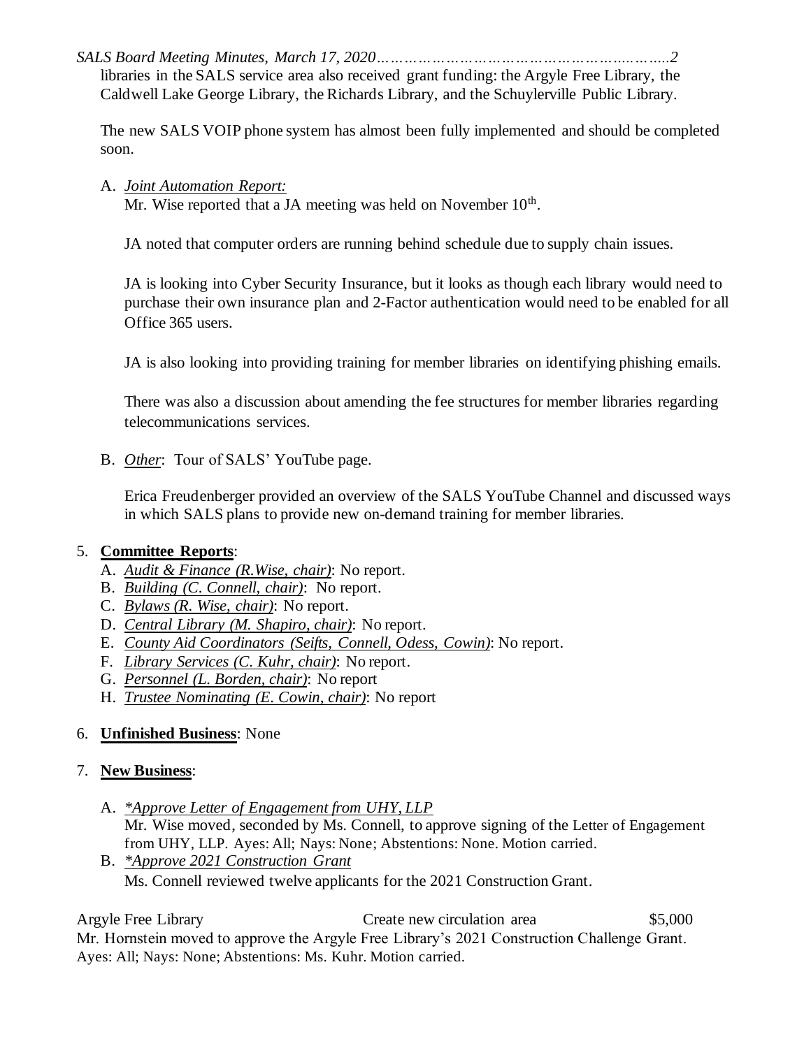libraries in the SALS service area also received grant funding: the Argyle Free Library, the Caldwell Lake George Library, the Richards Library, and the Schuylerville Public Library.

The new SALS VOIP phone system has almost been fully implemented and should be completed soon.

A. *Joint Automation Report:*
   Mr. Wise reported that a JA meeting was held on November 10th.

   JA noted that computer orders are running behind schedule due to supply chain issues.

   JA is looking into Cyber Security Insurance, but it looks as though each library would need to purchase their own insurance plan and 2-Factor authentication would need to be enabled for all Office 365 users.

   JA is also looking into providing training for member libraries on identifying phishing emails.

   There was also a discussion about amending the fee structures for member libraries regarding telecommunications services.

B. *Other*: Tour of SALS' YouTube page.

   Erica Freudenberger provided an overview of the SALS YouTube Channel and discussed ways in which SALS plans to provide new on-demand training for member libraries.

5. **Committee Reports**:
   A. *Audit & Finance (R.Wise, chair)*: No report.
   B. *Building (C. Connell, chair)*: No report.
   C. *Bylaws (R. Wise, chair)*: No report.
   D. *Central Library (M. Shapiro, chair)*: No report.
   E. *County Aid Coordinators (Seifts, Connell, Odess, Cowin)*: No report.
   F. *Library Services (C. Kuhr, chair)*: No report.
   G. *Personnel (L. Borden, chair)*: No report
   H. *Trustee Nominating (E. Cowin, chair)*: No report

6. **Unfinished Business**: None

7. **New Business**:

   A. *\*Approve Letter of Engagement from UHY, LLP*
      Mr. Wise moved, seconded by Ms. Connell, to approve signing of the Letter of Engagement from UHY, LLP. Ayes: All; Nays: None; Abstentions: None. Motion carried.
   B. *\*Approve 2021 Construction Grant*
      Ms. Connell reviewed twelve applicants for the 2021 Construction Grant.

| Argyle Free Library | Create new circulation area | $5,000 |
|---|---|---|

Mr. Hornstein moved to approve the Argyle Free Library's 2021 Construction Challenge Grant. Ayes: All; Nays: None; Abstentions: Ms. Kuhr. Motion carried.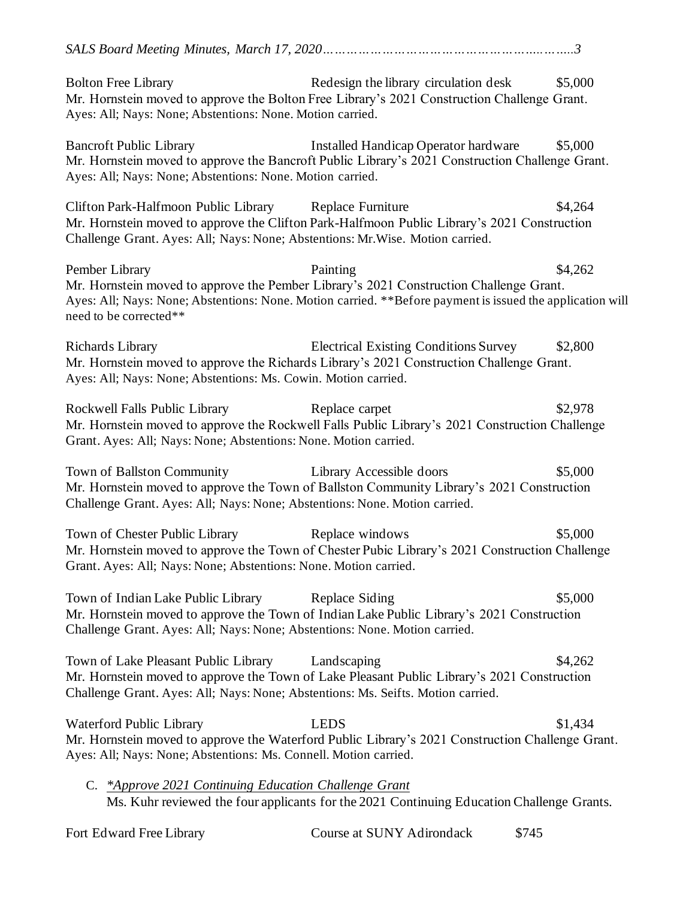Bolton Free Library Redesign the library circulation desk $5,000
Mr. Hornstein moved to approve the Bolton Free Library's 2021 Construction Challenge Grant. Ayes: All; Nays: None; Abstentions: None. Motion carried.

Bancroft Public Library Installed Handicap Operator hardware $5,000
Mr. Hornstein moved to approve the Bancroft Public Library's 2021 Construction Challenge Grant. Ayes: All; Nays: None; Abstentions: None. Motion carried.

Clifton Park-Halfmoon Public Library Replace Furniture $4,264
Mr. Hornstein moved to approve the Clifton Park-Halfmoon Public Library's 2021 Construction Challenge Grant. Ayes: All; Nays: None; Abstentions: Mr.Wise. Motion carried.

Pember Library Painting $4,262
Mr. Hornstein moved to approve the Pember Library's 2021 Construction Challenge Grant. Ayes: All; Nays: None; Abstentions: None. Motion carried. **Before payment is issued the application will need to be corrected**

Richards Library Electrical Existing Conditions Survey $2,800
Mr. Hornstein moved to approve the Richards Library's 2021 Construction Challenge Grant. Ayes: All; Nays: None; Abstentions: Ms. Cowin. Motion carried.

Rockwell Falls Public Library Replace carpet $2,978
Mr. Hornstein moved to approve the Rockwell Falls Public Library's 2021 Construction Challenge Grant. Ayes: All; Nays: None; Abstentions: None. Motion carried.

Town of Ballston Community Library Accessible doors $5,000
Mr. Hornstein moved to approve the Town of Ballston Community Library's 2021 Construction Challenge Grant. Ayes: All; Nays: None; Abstentions: None. Motion carried.

Town of Chester Public Library Replace windows $5,000
Mr. Hornstein moved to approve the Town of Chester Pubic Library's 2021 Construction Challenge Grant. Ayes: All; Nays: None; Abstentions: None. Motion carried.

Town of Indian Lake Public Library Replace Siding $5,000
Mr. Hornstein moved to approve the Town of Indian Lake Public Library's 2021 Construction Challenge Grant. Ayes: All; Nays: None; Abstentions: None. Motion carried.

Town of Lake Pleasant Public Library Landscaping $4,262
Mr. Hornstein moved to approve the Town of Lake Pleasant Public Library's 2021 Construction Challenge Grant. Ayes: All; Nays: None; Abstentions: Ms. Seifts. Motion carried.

Waterford Public Library LEDS $1,434
Mr. Hornstein moved to approve the Waterford Public Library's 2021 Construction Challenge Grant. Ayes: All; Nays: None; Abstentions: Ms. Connell. Motion carried.

C. *Approve 2021 Continuing Education Challenge Grant*
Ms. Kuhr reviewed the four applicants for the 2021 Continuing Education Challenge Grants.

Fort Edward Free Library Course at SUNY Adirondack $745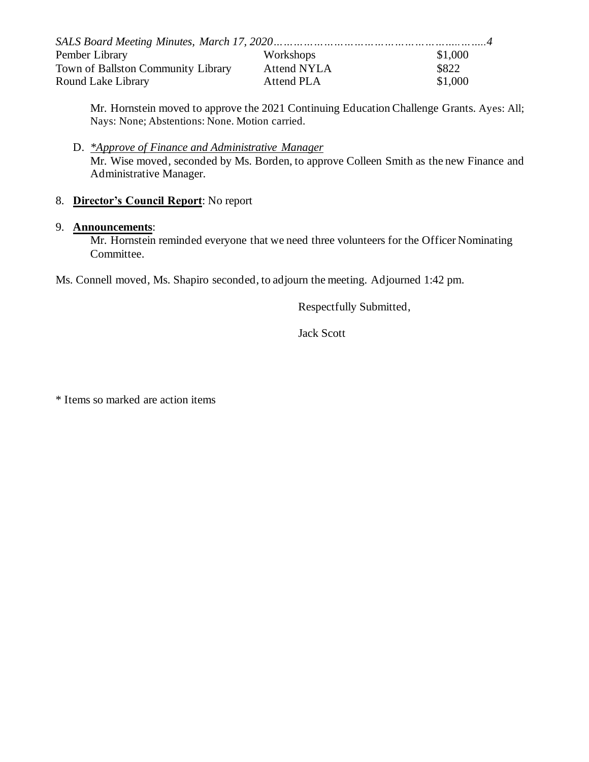| | | |
|---|---|---|
| Pember Library | Workshops | $1,000 |
| Town of Ballston Community Library | Attend NYLA | $822 |
| Round Lake Library | Attend PLA | $1,000 |

Mr. Hornstein moved to approve the 2021 Continuing Education Challenge Grants. Ayes: All; Nays: None; Abstentions: None. Motion carried.

D. *\*Approve of Finance and Administrative Manager*
   Mr. Wise moved, seconded by Ms. Borden, to approve Colleen Smith as the new Finance and Administrative Manager.

8. **Director's Council Report**: No report

9. **Announcements**:
   Mr. Hornstein reminded everyone that we need three volunteers for the Officer Nominating Committee.

Ms. Connell moved, Ms. Shapiro seconded, to adjourn the meeting. Adjourned 1:42 pm.

Respectfully Submitted,

Jack Scott

\* Items so marked are action items